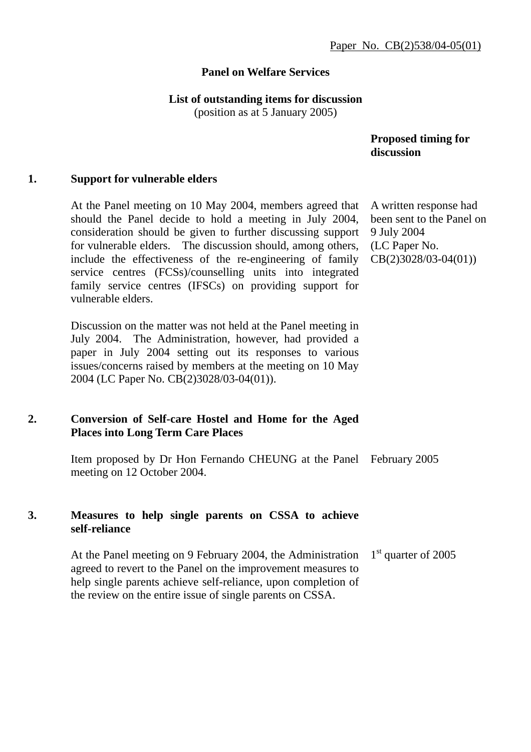Paper No. CB(2)538/04-05(01)

**Panel on Welfare Services**

**List of outstanding items for discussion**
(position as at 5 January 2005)

| | | **Proposed timing for discussion** |
|---|---|---|
| **1.** | **Support for vulnerable elders** | |
| | At the Panel meeting on 10 May 2004, members agreed that should the Panel decide to hold a meeting in July 2004, consideration should be given to further discussing support for vulnerable elders. The discussion should, among others, include the effectiveness of the re-engineering of family service centres (FCSs)/counselling units into integrated family service centres (IFSCs) on providing support for vulnerable elders. | A written response had been sent to the Panel on 9 July 2004 (LC Paper No. CB(2)3028/03-04(01)) |
| | Discussion on the matter was not held at the Panel meeting in July 2004. The Administration, however, had provided a paper in July 2004 setting out its responses to various issues/concerns raised by members at the meeting on 10 May 2004 (LC Paper No. CB(2)3028/03-04(01)). | |
| **2.** | **Conversion of Self-care Hostel and Home for the Aged Places into Long Term Care Places** | |
| | Item proposed by Dr Hon Fernando CHEUNG at the Panel meeting on 12 October 2004. | February 2005 |
| **3.** | **Measures to help single parents on CSSA to achieve self-reliance** | |
| | At the Panel meeting on 9 February 2004, the Administration agreed to revert to the Panel on the improvement measures to help single parents achieve self-reliance, upon completion of the review on the entire issue of single parents on CSSA. | 1st quarter of 2005 |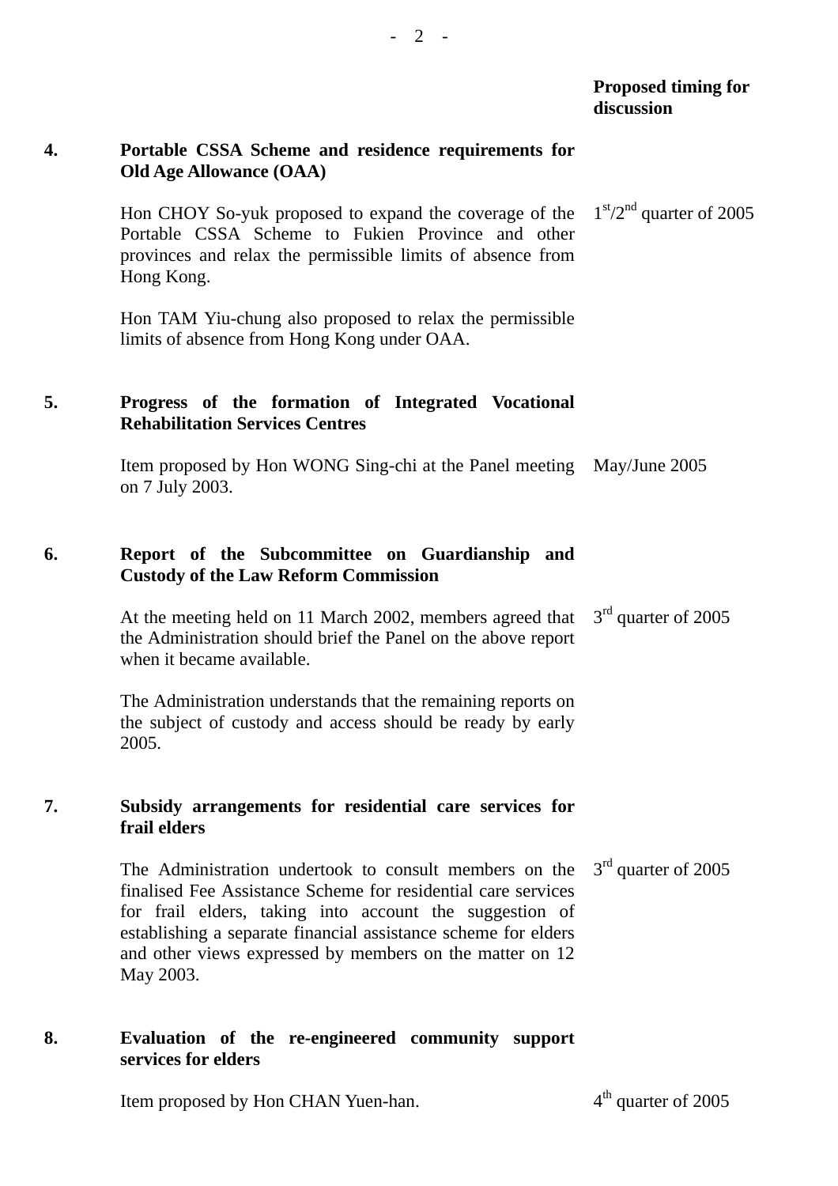**Proposed timing for discussion**

**4. Portable CSSA Scheme and residence requirements for Old Age Allowance (OAA)**

Hon CHOY So-yuk proposed to expand the coverage of the Portable CSSA Scheme to Fukien Province and other provinces and relax the permissible limits of absence from Hong Kong. — 1st/2nd quarter of 2005

Hon TAM Yiu-chung also proposed to relax the permissible limits of absence from Hong Kong under OAA.

**5. Progress of the formation of Integrated Vocational Rehabilitation Services Centres**

Item proposed by Hon WONG Sing-chi at the Panel meeting on 7 July 2003. — May/June 2005

**6. Report of the Subcommittee on Guardianship and Custody of the Law Reform Commission**

At the meeting held on 11 March 2002, members agreed that the Administration should brief the Panel on the above report when it became available. — 3rd quarter of 2005

The Administration understands that the remaining reports on the subject of custody and access should be ready by early 2005.

**7. Subsidy arrangements for residential care services for frail elders**

The Administration undertook to consult members on the finalised Fee Assistance Scheme for residential care services for frail elders, taking into account the suggestion of establishing a separate financial assistance scheme for elders and other views expressed by members on the matter on 12 May 2003. — 3rd quarter of 2005

**8. Evaluation of the re-engineered community support services for elders**

Item proposed by Hon CHAN Yuen-han. — 4th quarter of 2005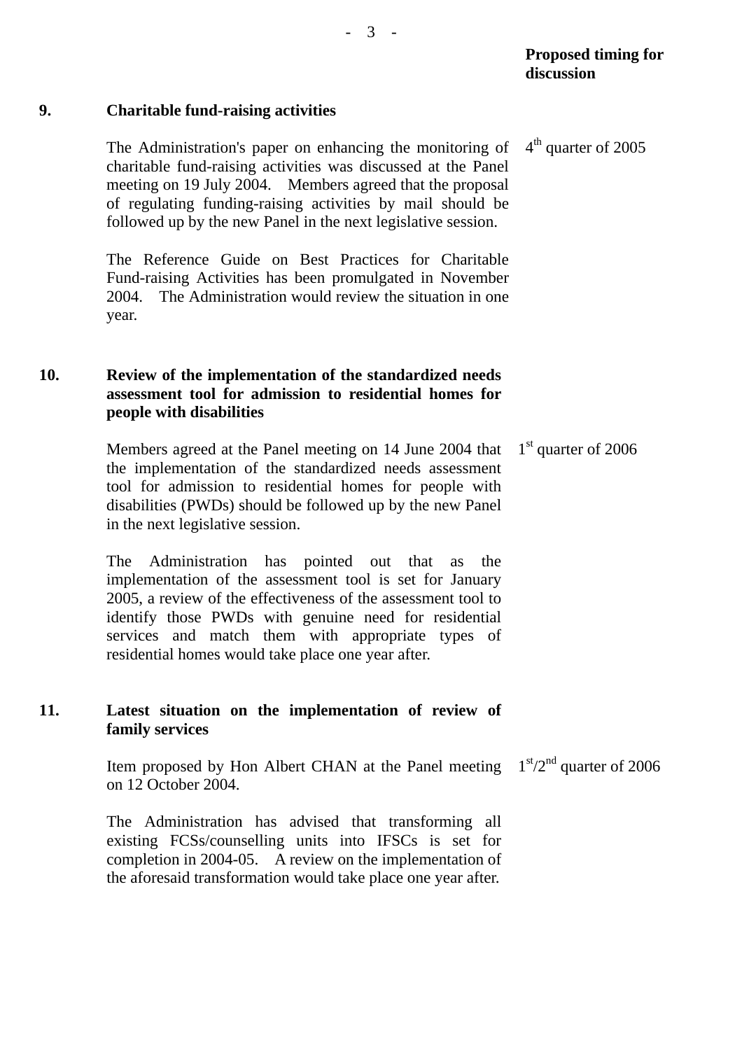**Proposed timing for discussion**

**9. Charitable fund-raising activities**

The Administration's paper on enhancing the monitoring of charitable fund-raising activities was discussed at the Panel meeting on 19 July 2004. Members agreed that the proposal of regulating funding-raising activities by mail should be followed up by the new Panel in the next legislative session.

4th quarter of 2005

The Reference Guide on Best Practices for Charitable Fund-raising Activities has been promulgated in November 2004. The Administration would review the situation in one year.

**10. Review of the implementation of the standardized needs assessment tool for admission to residential homes for people with disabilities**

Members agreed at the Panel meeting on 14 June 2004 that the implementation of the standardized needs assessment tool for admission to residential homes for people with disabilities (PWDs) should be followed up by the new Panel in the next legislative session.

1st quarter of 2006

The Administration has pointed out that as the implementation of the assessment tool is set for January 2005, a review of the effectiveness of the assessment tool to identify those PWDs with genuine need for residential services and match them with appropriate types of residential homes would take place one year after.

**11. Latest situation on the implementation of review of family services**

Item proposed by Hon Albert CHAN at the Panel meeting on 12 October 2004.

1st/2nd quarter of 2006

The Administration has advised that transforming all existing FCSs/counselling units into IFSCs is set for completion in 2004-05. A review on the implementation of the aforesaid transformation would take place one year after.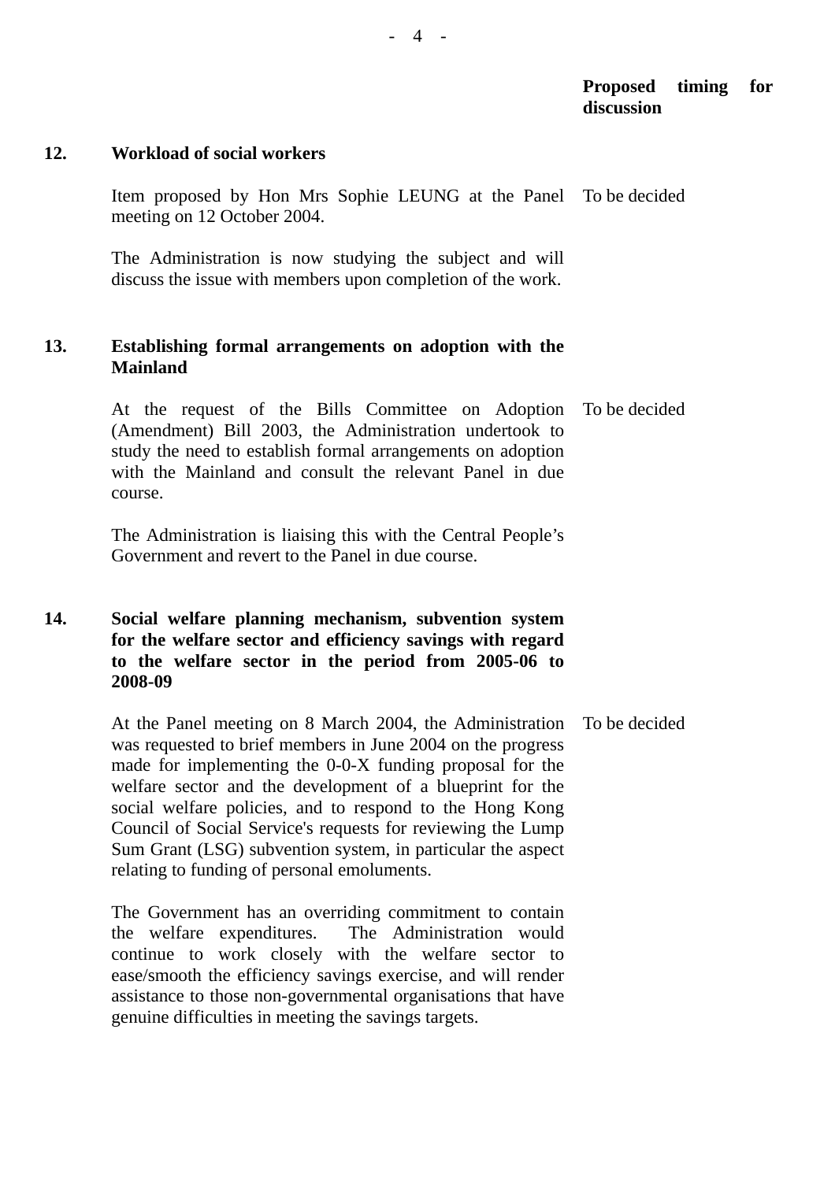| | | Proposed timing for discussion |
|---|---|---|
| **12.** | **Workload of social workers** | |
| | Item proposed by Hon Mrs Sophie LEUNG at the Panel meeting on 12 October 2004. | To be decided |
| | The Administration is now studying the subject and will discuss the issue with members upon completion of the work. | |
| **13.** | **Establishing formal arrangements on adoption with the Mainland** | |
| | At the request of the Bills Committee on Adoption (Amendment) Bill 2003, the Administration undertook to study the need to establish formal arrangements on adoption with the Mainland and consult the relevant Panel in due course. | To be decided |
| | The Administration is liaising this with the Central People's Government and revert to the Panel in due course. | |
| **14.** | **Social welfare planning mechanism, subvention system for the welfare sector and efficiency savings with regard to the welfare sector in the period from 2005-06 to 2008-09** | |
| | At the Panel meeting on 8 March 2004, the Administration was requested to brief members in June 2004 on the progress made for implementing the 0-0-X funding proposal for the welfare sector and the development of a blueprint for the social welfare policies, and to respond to the Hong Kong Council of Social Service's requests for reviewing the Lump Sum Grant (LSG) subvention system, in particular the aspect relating to funding of personal emoluments. | To be decided |
| | The Government has an overriding commitment to contain the welfare expenditures. The Administration would continue to work closely with the welfare sector to ease/smooth the efficiency savings exercise, and will render assistance to those non-governmental organisations that have genuine difficulties in meeting the savings targets. | |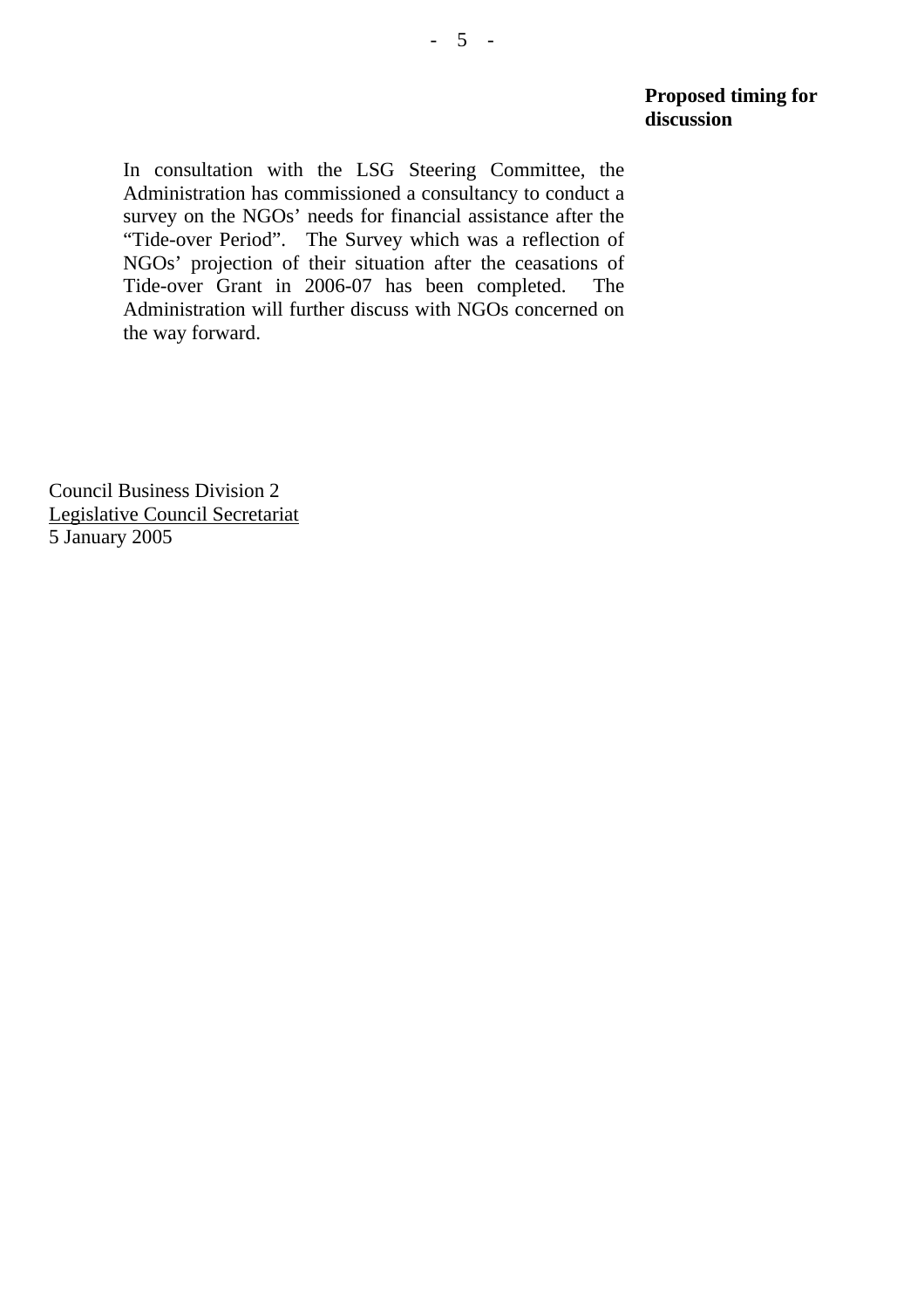**Proposed timing for discussion**

In consultation with the LSG Steering Committee, the Administration has commissioned a consultancy to conduct a survey on the NGOs' needs for financial assistance after the "Tide-over Period". The Survey which was a reflection of NGOs' projection of their situation after the ceasations of Tide-over Grant in 2006-07 has been completed. The Administration will further discuss with NGOs concerned on the way forward.

Council Business Division 2
Legislative Council Secretariat
5 January 2005